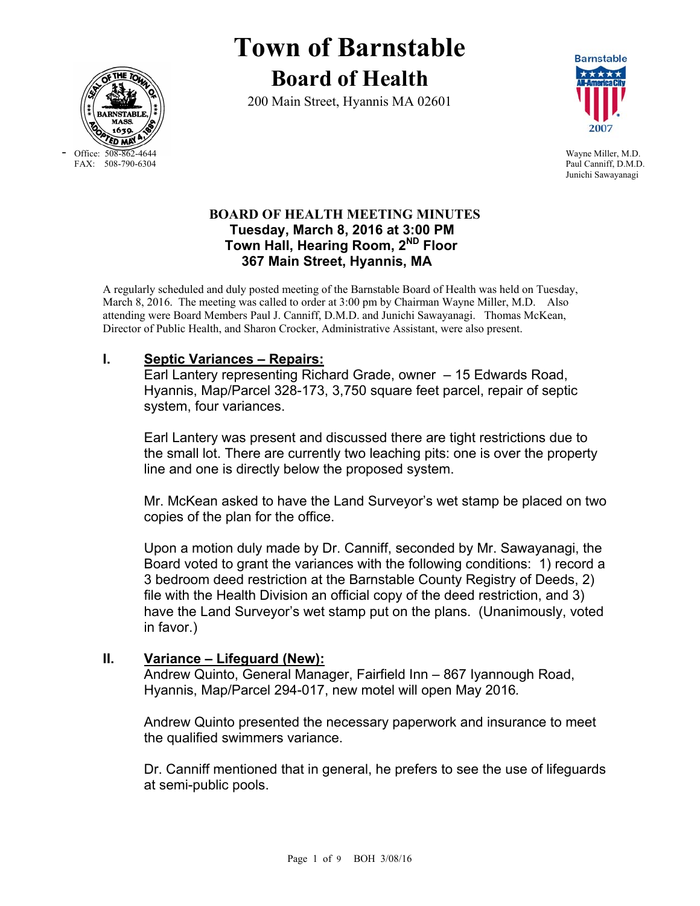# Town of Barnstable

## Board of Health

200 Main Street, Hyannis MA 02601

Office: 508-862-4644
FAX: 508-790-6304

Wayne Miller, M.D.
Paul Canniff, D.M.D.
Junichi Sawayanagi

### BOARD OF HEALTH MEETING MINUTES

**Tuesday, March 8, 2016 at 3:00 PM**
**Town Hall, Hearing Room, 2ND Floor**
**367 Main Street, Hyannis, MA**

A regularly scheduled and duly posted meeting of the Barnstable Board of Health was held on Tuesday, March 8, 2016. The meeting was called to order at 3:00 pm by Chairman Wayne Miller, M.D. Also attending were Board Members Paul J. Canniff, D.M.D. and Junichi Sawayanagi. Thomas McKean, Director of Public Health, and Sharon Crocker, Administrative Assistant, were also present.

## I. Septic Variances – Repairs:

Earl Lantery representing Richard Grade, owner – 15 Edwards Road, Hyannis, Map/Parcel 328-173, 3,750 square feet parcel, repair of septic system, four variances.

Earl Lantery was present and discussed there are tight restrictions due to the small lot. There are currently two leaching pits: one is over the property line and one is directly below the proposed system.

Mr. McKean asked to have the Land Surveyor's wet stamp be placed on two copies of the plan for the office.

Upon a motion duly made by Dr. Canniff, seconded by Mr. Sawayanagi, the Board voted to grant the variances with the following conditions: 1) record a 3 bedroom deed restriction at the Barnstable County Registry of Deeds, 2) file with the Health Division an official copy of the deed restriction, and 3) have the Land Surveyor's wet stamp put on the plans. (Unanimously, voted in favor.)

## II. Variance – Lifeguard (New):

Andrew Quinto, General Manager, Fairfield Inn – 867 Iyannough Road, Hyannis, Map/Parcel 294-017, new motel will open May 2016.

Andrew Quinto presented the necessary paperwork and insurance to meet the qualified swimmers variance.

Dr. Canniff mentioned that in general, he prefers to see the use of lifeguards at semi-public pools.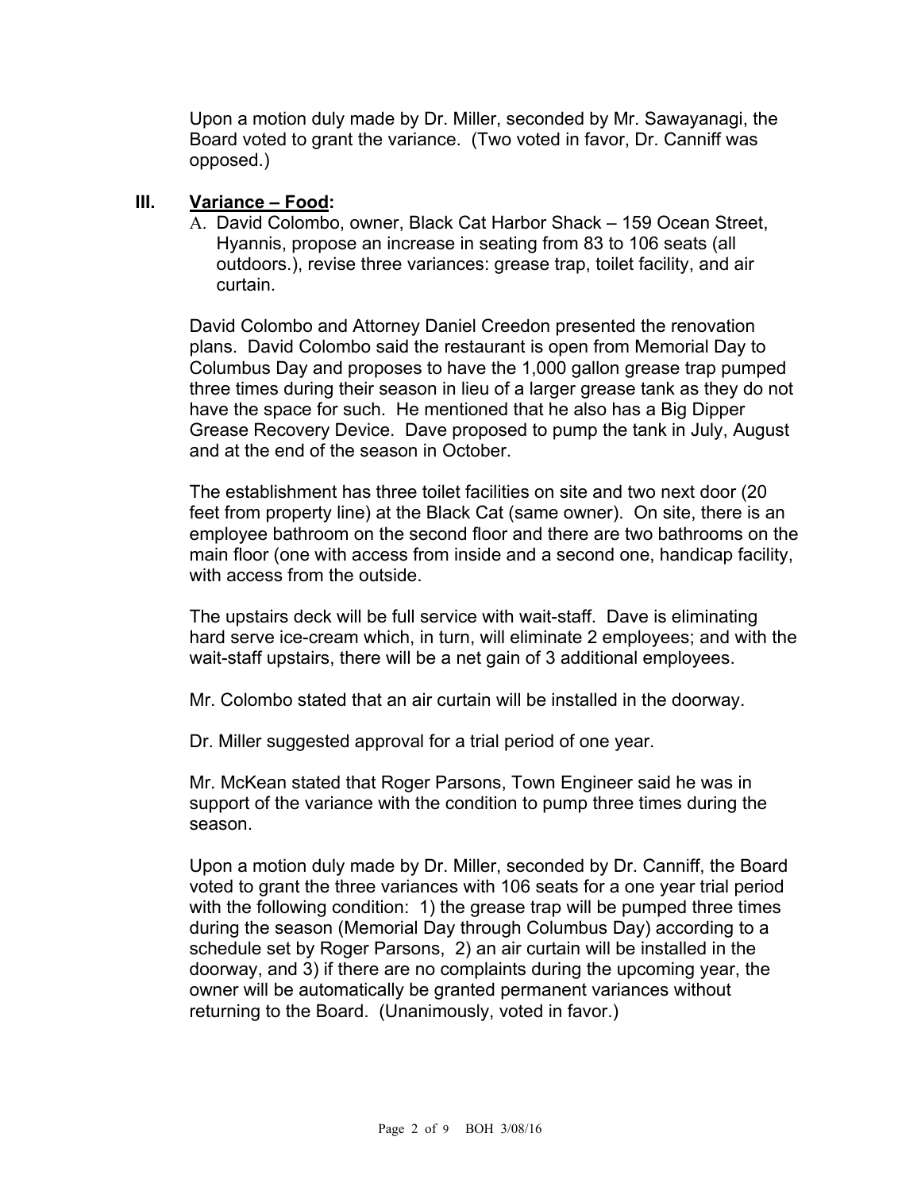Upon a motion duly made by Dr. Miller, seconded by Mr. Sawayanagi, the Board voted to grant the variance. (Two voted in favor, Dr. Canniff was opposed.)

## III. Variance – Food:

A. David Colombo, owner, Black Cat Harbor Shack – 159 Ocean Street, Hyannis, propose an increase in seating from 83 to 106 seats (all outdoors.), revise three variances: grease trap, toilet facility, and air curtain.

David Colombo and Attorney Daniel Creedon presented the renovation plans. David Colombo said the restaurant is open from Memorial Day to Columbus Day and proposes to have the 1,000 gallon grease trap pumped three times during their season in lieu of a larger grease tank as they do not have the space for such. He mentioned that he also has a Big Dipper Grease Recovery Device. Dave proposed to pump the tank in July, August and at the end of the season in October.

The establishment has three toilet facilities on site and two next door (20 feet from property line) at the Black Cat (same owner). On site, there is an employee bathroom on the second floor and there are two bathrooms on the main floor (one with access from inside and a second one, handicap facility, with access from the outside.

The upstairs deck will be full service with wait-staff. Dave is eliminating hard serve ice-cream which, in turn, will eliminate 2 employees; and with the wait-staff upstairs, there will be a net gain of 3 additional employees.

Mr. Colombo stated that an air curtain will be installed in the doorway.

Dr. Miller suggested approval for a trial period of one year.

Mr. McKean stated that Roger Parsons, Town Engineer said he was in support of the variance with the condition to pump three times during the season.

Upon a motion duly made by Dr. Miller, seconded by Dr. Canniff, the Board voted to grant the three variances with 106 seats for a one year trial period with the following condition: 1) the grease trap will be pumped three times during the season (Memorial Day through Columbus Day) according to a schedule set by Roger Parsons, 2) an air curtain will be installed in the doorway, and 3) if there are no complaints during the upcoming year, the owner will be automatically be granted permanent variances without returning to the Board. (Unanimously, voted in favor.)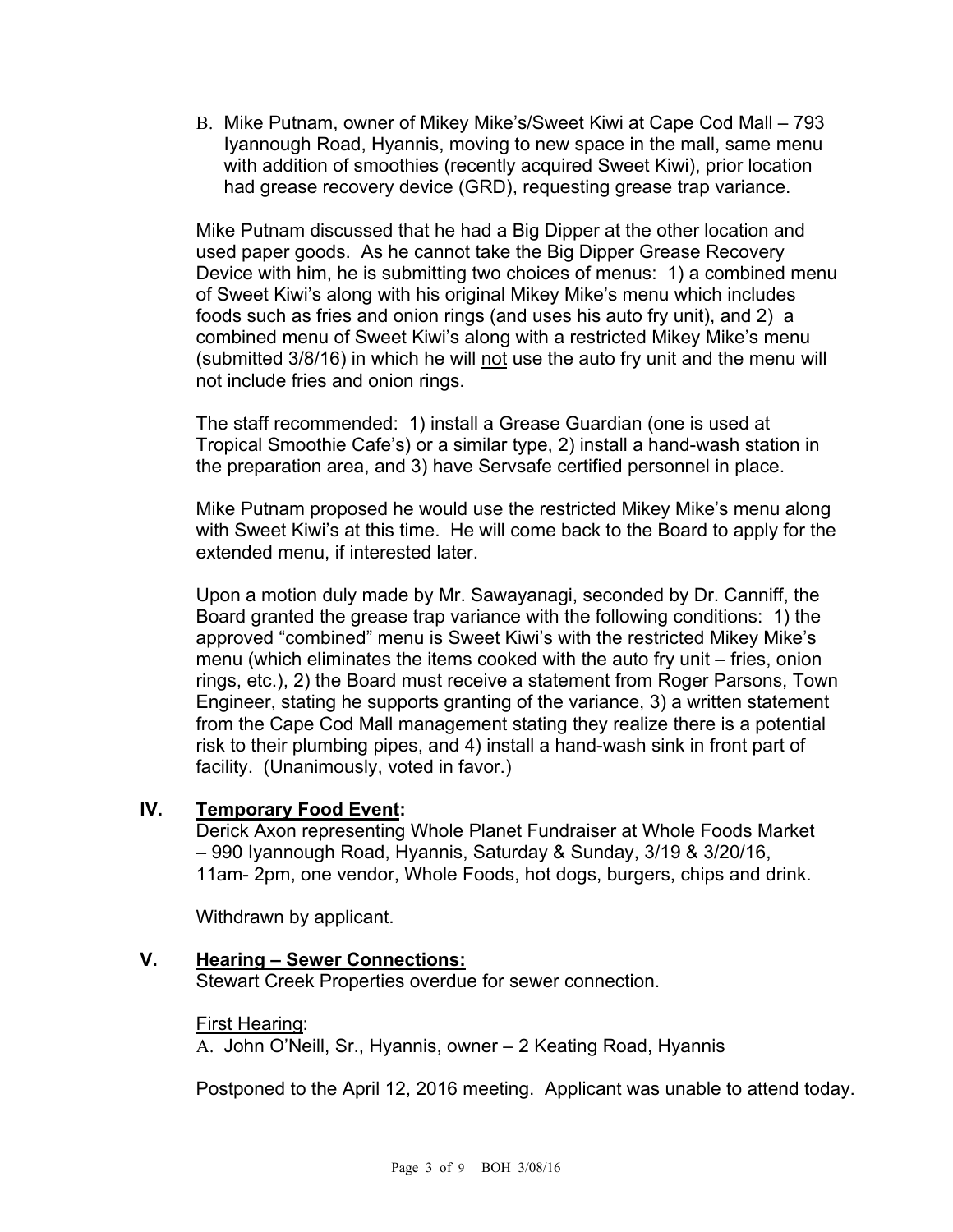B. Mike Putnam, owner of Mikey Mike's/Sweet Kiwi at Cape Cod Mall – 793 Iyannough Road, Hyannis, moving to new space in the mall, same menu with addition of smoothies (recently acquired Sweet Kiwi), prior location had grease recovery device (GRD), requesting grease trap variance.

Mike Putnam discussed that he had a Big Dipper at the other location and used paper goods. As he cannot take the Big Dipper Grease Recovery Device with him, he is submitting two choices of menus: 1) a combined menu of Sweet Kiwi's along with his original Mikey Mike's menu which includes foods such as fries and onion rings (and uses his auto fry unit), and 2) a combined menu of Sweet Kiwi's along with a restricted Mikey Mike's menu (submitted 3/8/16) in which he will <u>not</u> use the auto fry unit and the menu will not include fries and onion rings.

The staff recommended: 1) install a Grease Guardian (one is used at Tropical Smoothie Cafe's) or a similar type, 2) install a hand-wash station in the preparation area, and 3) have Servsafe certified personnel in place.

Mike Putnam proposed he would use the restricted Mikey Mike's menu along with Sweet Kiwi's at this time. He will come back to the Board to apply for the extended menu, if interested later.

Upon a motion duly made by Mr. Sawayanagi, seconded by Dr. Canniff, the Board granted the grease trap variance with the following conditions: 1) the approved "combined" menu is Sweet Kiwi's with the restricted Mikey Mike's menu (which eliminates the items cooked with the auto fry unit – fries, onion rings, etc.), 2) the Board must receive a statement from Roger Parsons, Town Engineer, stating he supports granting of the variance, 3) a written statement from the Cape Cod Mall management stating they realize there is a potential risk to their plumbing pipes, and 4) install a hand-wash sink in front part of facility. (Unanimously, voted in favor.)

## IV. <u>Temporary Food Event</u>:

Derick Axon representing Whole Planet Fundraiser at Whole Foods Market – 990 Iyannough Road, Hyannis, Saturday & Sunday, 3/19 & 3/20/16, 11am- 2pm, one vendor, Whole Foods, hot dogs, burgers, chips and drink.

Withdrawn by applicant.

## V. <u>Hearing – Sewer Connections:</u>

Stewart Creek Properties overdue for sewer connection.

<u>First Hearing</u>:

A. John O'Neill, Sr., Hyannis, owner – 2 Keating Road, Hyannis

Postponed to the April 12, 2016 meeting. Applicant was unable to attend today.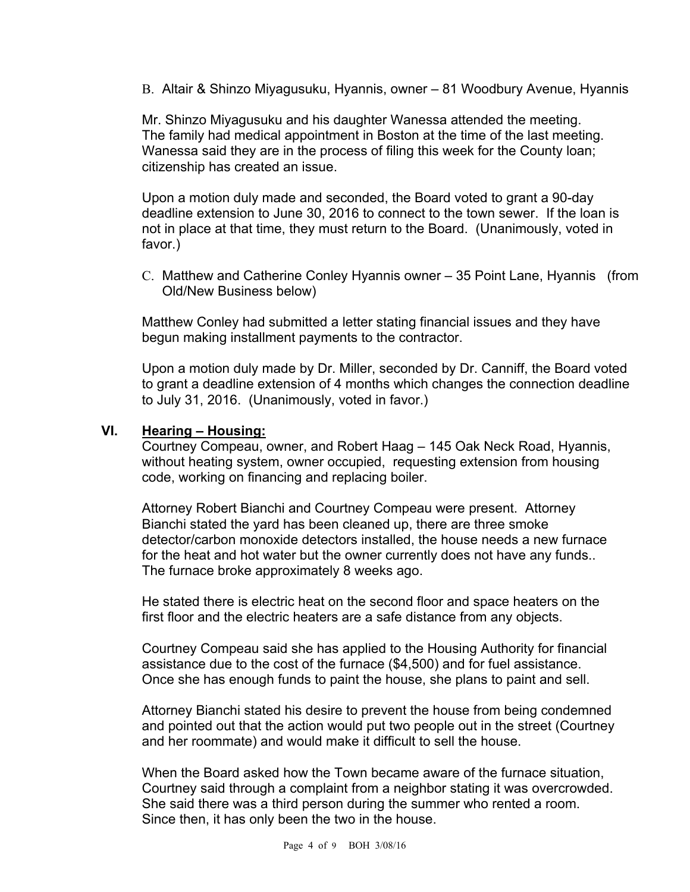B. Altair & Shinzo Miyagusuku, Hyannis, owner – 81 Woodbury Avenue, Hyannis

Mr. Shinzo Miyagusuku and his daughter Wanessa attended the meeting. The family had medical appointment in Boston at the time of the last meeting. Wanessa said they are in the process of filing this week for the County loan; citizenship has created an issue.

Upon a motion duly made and seconded, the Board voted to grant a 90-day deadline extension to June 30, 2016 to connect to the town sewer. If the loan is not in place at that time, they must return to the Board. (Unanimously, voted in favor.)

C. Matthew and Catherine Conley Hyannis owner – 35 Point Lane, Hyannis (from Old/New Business below)

Matthew Conley had submitted a letter stating financial issues and they have begun making installment payments to the contractor.

Upon a motion duly made by Dr. Miller, seconded by Dr. Canniff, the Board voted to grant a deadline extension of 4 months which changes the connection deadline to July 31, 2016. (Unanimously, voted in favor.)

## VI. <u>Hearing – Housing:</u>

Courtney Compeau, owner, and Robert Haag – 145 Oak Neck Road, Hyannis, without heating system, owner occupied, requesting extension from housing code, working on financing and replacing boiler.

Attorney Robert Bianchi and Courtney Compeau were present. Attorney Bianchi stated the yard has been cleaned up, there are three smoke detector/carbon monoxide detectors installed, the house needs a new furnace for the heat and hot water but the owner currently does not have any funds.. The furnace broke approximately 8 weeks ago.

He stated there is electric heat on the second floor and space heaters on the first floor and the electric heaters are a safe distance from any objects.

Courtney Compeau said she has applied to the Housing Authority for financial assistance due to the cost of the furnace ($4,500) and for fuel assistance. Once she has enough funds to paint the house, she plans to paint and sell.

Attorney Bianchi stated his desire to prevent the house from being condemned and pointed out that the action would put two people out in the street (Courtney and her roommate) and would make it difficult to sell the house.

When the Board asked how the Town became aware of the furnace situation, Courtney said through a complaint from a neighbor stating it was overcrowded. She said there was a third person during the summer who rented a room. Since then, it has only been the two in the house.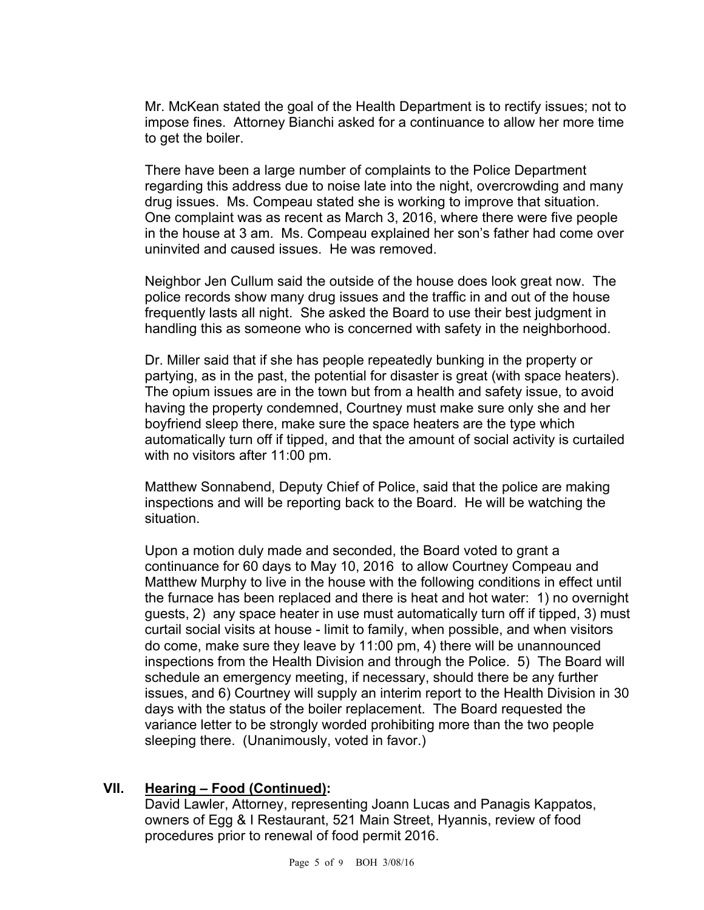Mr. McKean stated the goal of the Health Department is to rectify issues; not to impose fines. Attorney Bianchi asked for a continuance to allow her more time to get the boiler.

There have been a large number of complaints to the Police Department regarding this address due to noise late into the night, overcrowding and many drug issues. Ms. Compeau stated she is working to improve that situation. One complaint was as recent as March 3, 2016, where there were five people in the house at 3 am. Ms. Compeau explained her son's father had come over uninvited and caused issues. He was removed.

Neighbor Jen Cullum said the outside of the house does look great now. The police records show many drug issues and the traffic in and out of the house frequently lasts all night. She asked the Board to use their best judgment in handling this as someone who is concerned with safety in the neighborhood.

Dr. Miller said that if she has people repeatedly bunking in the property or partying, as in the past, the potential for disaster is great (with space heaters). The opium issues are in the town but from a health and safety issue, to avoid having the property condemned, Courtney must make sure only she and her boyfriend sleep there, make sure the space heaters are the type which automatically turn off if tipped, and that the amount of social activity is curtailed with no visitors after 11:00 pm.

Matthew Sonnabend, Deputy Chief of Police, said that the police are making inspections and will be reporting back to the Board. He will be watching the situation.

Upon a motion duly made and seconded, the Board voted to grant a continuance for 60 days to May 10, 2016 to allow Courtney Compeau and Matthew Murphy to live in the house with the following conditions in effect until the furnace has been replaced and there is heat and hot water: 1) no overnight guests, 2) any space heater in use must automatically turn off if tipped, 3) must curtail social visits at house - limit to family, when possible, and when visitors do come, make sure they leave by 11:00 pm, 4) there will be unannounced inspections from the Health Division and through the Police. 5) The Board will schedule an emergency meeting, if necessary, should there be any further issues, and 6) Courtney will supply an interim report to the Health Division in 30 days with the status of the boiler replacement. The Board requested the variance letter to be strongly worded prohibiting more than the two people sleeping there. (Unanimously, voted in favor.)

## VII. <u>Hearing – Food (Continued)</u>:

David Lawler, Attorney, representing Joann Lucas and Panagis Kappatos, owners of Egg & I Restaurant, 521 Main Street, Hyannis, review of food procedures prior to renewal of food permit 2016.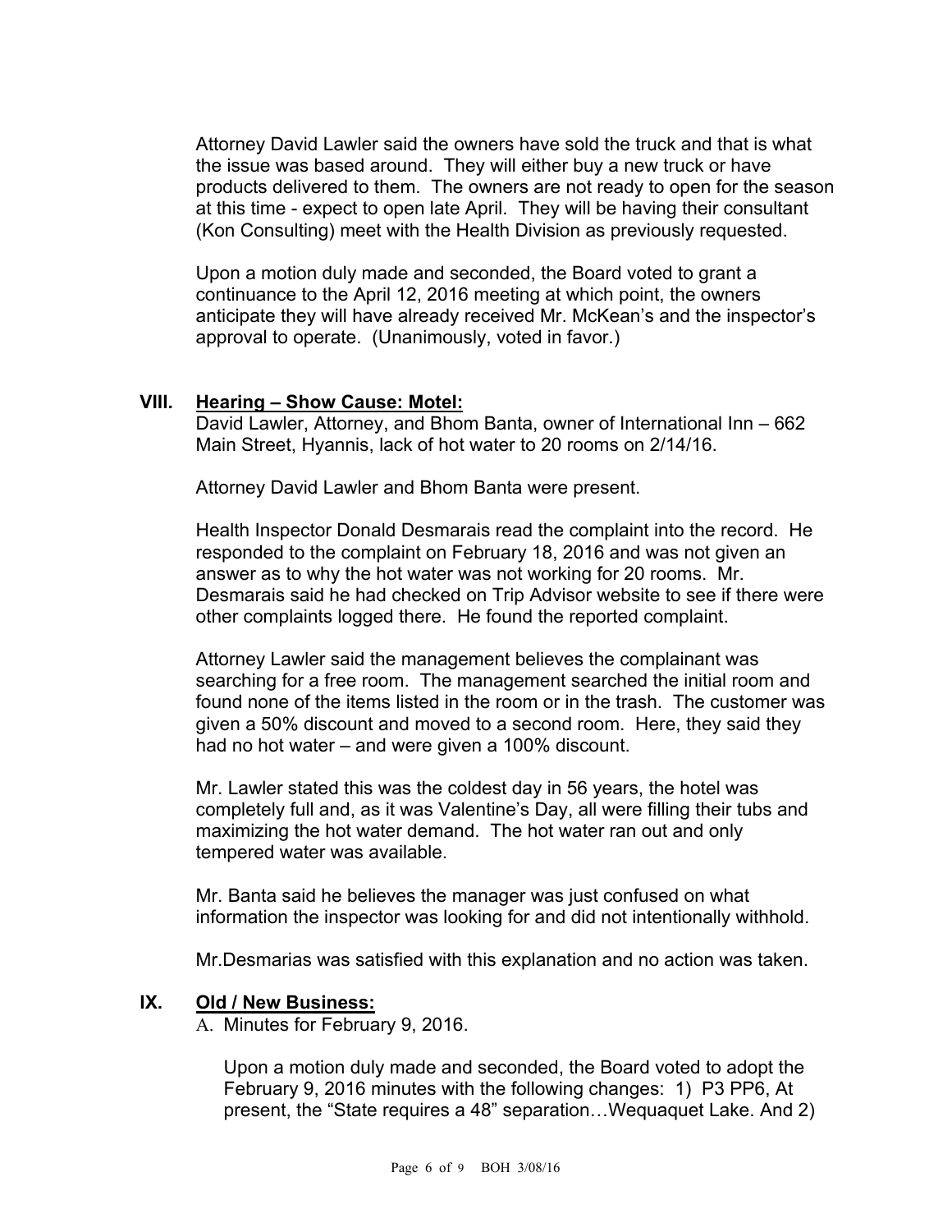Attorney David Lawler said the owners have sold the truck and that is what the issue was based around. They will either buy a new truck or have products delivered to them. The owners are not ready to open for the season at this time - expect to open late April. They will be having their consultant (Kon Consulting) meet with the Health Division as previously requested.

Upon a motion duly made and seconded, the Board voted to grant a continuance to the April 12, 2016 meeting at which point, the owners anticipate they will have already received Mr. McKean's and the inspector's approval to operate. (Unanimously, voted in favor.)

## VIII. <u>Hearing – Show Cause: Motel:</u>

David Lawler, Attorney, and Bhom Banta, owner of International Inn – 662 Main Street, Hyannis, lack of hot water to 20 rooms on 2/14/16.

Attorney David Lawler and Bhom Banta were present.

Health Inspector Donald Desmarais read the complaint into the record. He responded to the complaint on February 18, 2016 and was not given an answer as to why the hot water was not working for 20 rooms. Mr. Desmarais said he had checked on Trip Advisor website to see if there were other complaints logged there. He found the reported complaint.

Attorney Lawler said the management believes the complainant was searching for a free room. The management searched the initial room and found none of the items listed in the room or in the trash. The customer was given a 50% discount and moved to a second room. Here, they said they had no hot water – and were given a 100% discount.

Mr. Lawler stated this was the coldest day in 56 years, the hotel was completely full and, as it was Valentine's Day, all were filling their tubs and maximizing the hot water demand. The hot water ran out and only tempered water was available.

Mr. Banta said he believes the manager was just confused on what information the inspector was looking for and did not intentionally withhold.

Mr.Desmarias was satisfied with this explanation and no action was taken.

## IX. <u>Old / New Business:</u>

A. Minutes for February 9, 2016.

Upon a motion duly made and seconded, the Board voted to adopt the February 9, 2016 minutes with the following changes: 1) P3 PP6, At present, the "State requires a 48" separation…Wequaquet Lake. And 2)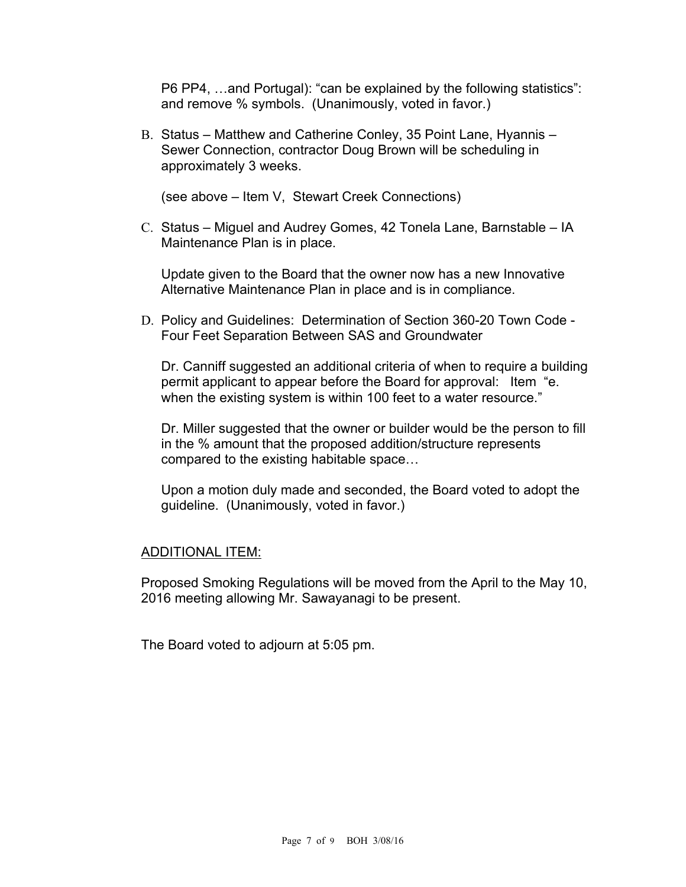P6 PP4, …and Portugal): "can be explained by the following statistics": and remove % symbols. (Unanimously, voted in favor.)

B. Status – Matthew and Catherine Conley, 35 Point Lane, Hyannis – Sewer Connection, contractor Doug Brown will be scheduling in approximately 3 weeks.

   (see above – Item V, Stewart Creek Connections)

C. Status – Miguel and Audrey Gomes, 42 Tonela Lane, Barnstable – IA Maintenance Plan is in place.

   Update given to the Board that the owner now has a new Innovative Alternative Maintenance Plan in place and is in compliance.

D. Policy and Guidelines: Determination of Section 360-20 Town Code - Four Feet Separation Between SAS and Groundwater

   Dr. Canniff suggested an additional criteria of when to require a building permit applicant to appear before the Board for approval: Item "e. when the existing system is within 100 feet to a water resource."

   Dr. Miller suggested that the owner or builder would be the person to fill in the % amount that the proposed addition/structure represents compared to the existing habitable space…

   Upon a motion duly made and seconded, the Board voted to adopt the guideline. (Unanimously, voted in favor.)

<u>ADDITIONAL ITEM:</u>

Proposed Smoking Regulations will be moved from the April to the May 10, 2016 meeting allowing Mr. Sawayanagi to be present.

The Board voted to adjourn at 5:05 pm.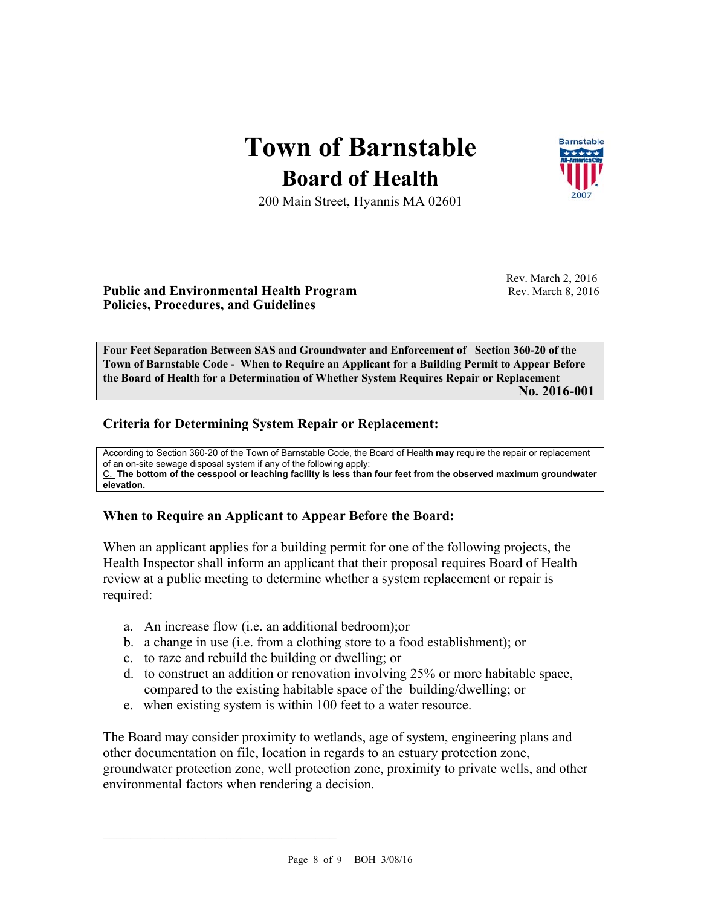# Town of Barnstable

## Board of Health

200 Main Street, Hyannis MA 02601

Rev. March 2, 2016
Rev. March 8, 2016

**Public and Environmental Health Program**
**Policies, Procedures, and Guidelines**

**Four Feet Separation Between SAS and Groundwater and Enforcement of Section 360-20 of the Town of Barnstable Code - When to Require an Applicant for a Building Permit to Appear Before the Board of Health for a Determination of Whether System Requires Repair or Replacement**
**No. 2016-001**

### Criteria for Determining System Repair or Replacement:

According to Section 360-20 of the Town of Barnstable Code, the Board of Health **may** require the repair or replacement of an on-site sewage disposal system if any of the following apply:
C. **The bottom of the cesspool or leaching facility is less than four feet from the observed maximum groundwater elevation.**

### When to Require an Applicant to Appear Before the Board:

When an applicant applies for a building permit for one of the following projects, the Health Inspector shall inform an applicant that their proposal requires Board of Health review at a public meeting to determine whether a system replacement or repair is required:

a. An increase flow (i.e. an additional bedroom);or
b. a change in use (i.e. from a clothing store to a food establishment); or
c. to raze and rebuild the building or dwelling; or
d. to construct an addition or renovation involving 25% or more habitable space, compared to the existing habitable space of the building/dwelling; or
e. when existing system is within 100 feet to a water resource.

The Board may consider proximity to wetlands, age of system, engineering plans and other documentation on file, location in regards to an estuary protection zone, groundwater protection zone, well protection zone, proximity to private wells, and other environmental factors when rendering a decision.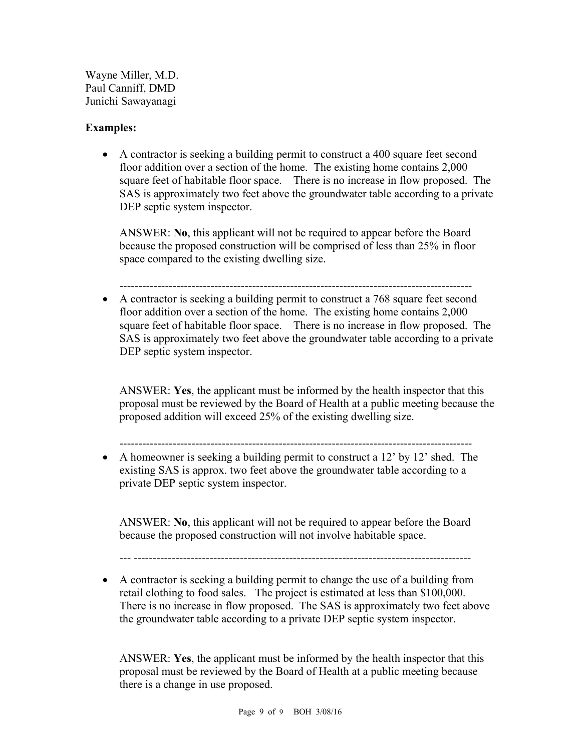Wayne Miller, M.D.
Paul Canniff, DMD
Junichi Sawayanagi

**Examples:**

- A contractor is seeking a building permit to construct a 400 square feet second floor addition over a section of the home. The existing home contains 2,000 square feet of habitable floor space. There is no increase in flow proposed. The SAS is approximately two feet above the groundwater table according to a private DEP septic system inspector.

  ANSWER: **No**, this applicant will not be required to appear before the Board because the proposed construction will be comprised of less than 25% in floor space compared to the existing dwelling size.

  ---

- A contractor is seeking a building permit to construct a 768 square feet second floor addition over a section of the home. The existing home contains 2,000 square feet of habitable floor space. There is no increase in flow proposed. The SAS is approximately two feet above the groundwater table according to a private DEP septic system inspector.

  ANSWER: **Yes**, the applicant must be informed by the health inspector that this proposal must be reviewed by the Board of Health at a public meeting because the proposed addition will exceed 25% of the existing dwelling size.

  ---

- A homeowner is seeking a building permit to construct a 12' by 12' shed. The existing SAS is approx. two feet above the groundwater table according to a private DEP septic system inspector.

  ANSWER: **No**, this applicant will not be required to appear before the Board because the proposed construction will not involve habitable space.

  ---

- A contractor is seeking a building permit to change the use of a building from retail clothing to food sales. The project is estimated at less than $100,000. There is no increase in flow proposed. The SAS is approximately two feet above the groundwater table according to a private DEP septic system inspector.

  ANSWER: **Yes**, the applicant must be informed by the health inspector that this proposal must be reviewed by the Board of Health at a public meeting because there is a change in use proposed.